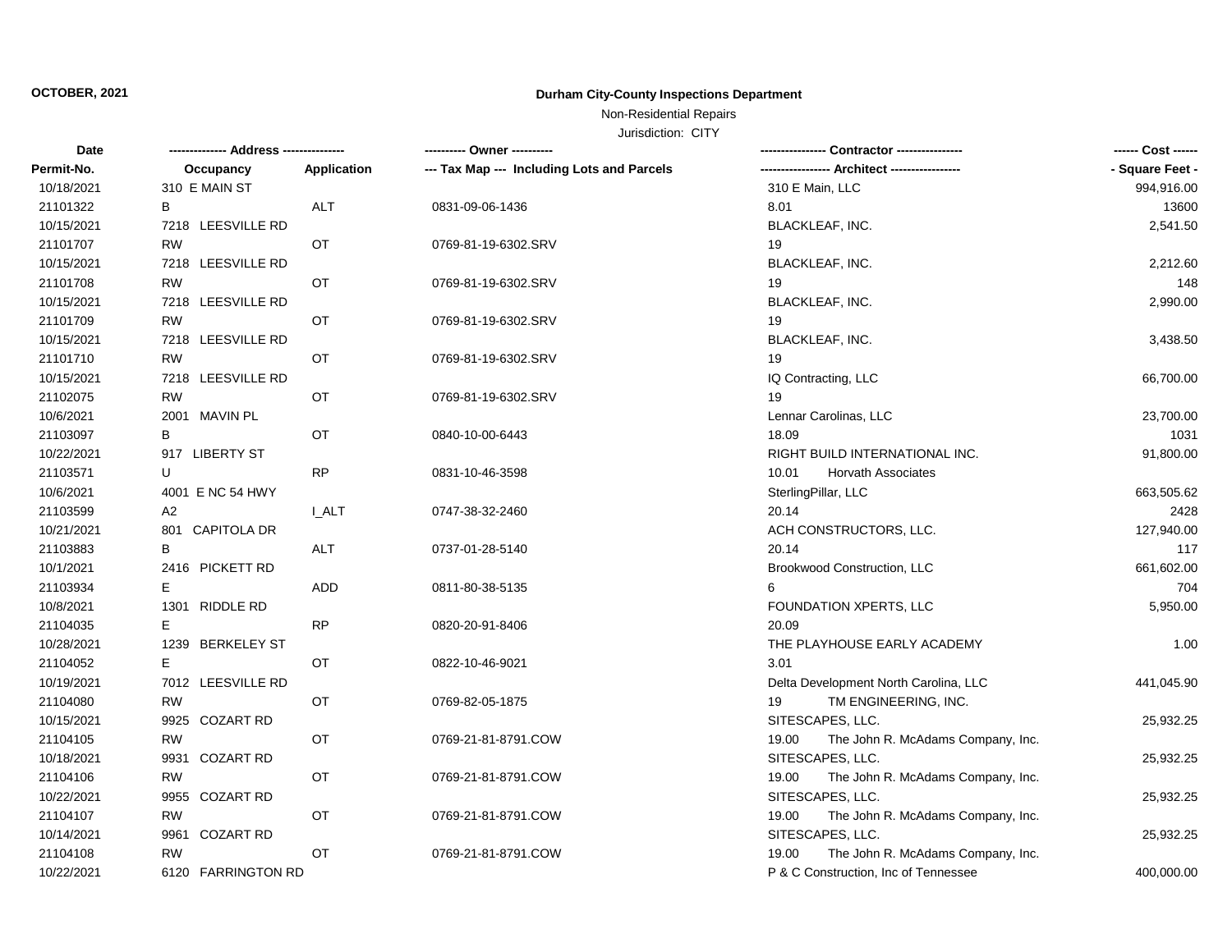**OCTOBER, 2021**

# Durham City-County Inspections Department

Non-Residential Repairs

Jurisdiction: CITY

| Date | -------------- Address -------------- | | ---------- Owner ---------- | ---------------- Contractor ---------------- | ------ Cost ------ |
|---|---|---|---|---|---|
| Permit-No. | Occupancy | Application | --- Tax Map --- Including Lots and Parcels | ----------------- Architect ----------------- | - Square Feet - |
| 10/18/2021 | 310 E MAIN ST | | | 310 E Main, LLC | 994,916.00 |
| 21101322 | B | ALT | 0831-09-06-1436 | 8.01 | 13600 |
| 10/15/2021 | 7218 LEESVILLE RD | | | BLACKLEAF, INC. | 2,541.50 |
| 21101707 | RW | OT | 0769-81-19-6302.SRV | 19 | |
| 10/15/2021 | 7218 LEESVILLE RD | | | BLACKLEAF, INC. | 2,212.60 |
| 21101708 | RW | OT | 0769-81-19-6302.SRV | 19 | 148 |
| 10/15/2021 | 7218 LEESVILLE RD | | | BLACKLEAF, INC. | 2,990.00 |
| 21101709 | RW | OT | 0769-81-19-6302.SRV | 19 | |
| 10/15/2021 | 7218 LEESVILLE RD | | | BLACKLEAF, INC. | 3,438.50 |
| 21101710 | RW | OT | 0769-81-19-6302.SRV | 19 | |
| 10/15/2021 | 7218 LEESVILLE RD | | | IQ Contracting, LLC | 66,700.00 |
| 21102075 | RW | OT | 0769-81-19-6302.SRV | 19 | |
| 10/6/2021 | 2001 MAVIN PL | | | Lennar Carolinas, LLC | 23,700.00 |
| 21103097 | B | OT | 0840-10-00-6443 | 18.09 | 1031 |
| 10/22/2021 | 917 LIBERTY ST | | | RIGHT BUILD INTERNATIONAL INC. | 91,800.00 |
| 21103571 | U | RP | 0831-10-46-3598 | 10.01 Horvath Associates | |
| 10/6/2021 | 4001 E NC 54 HWY | | | SterlingPillar, LLC | 663,505.62 |
| 21103599 | A2 | I_ALT | 0747-38-32-2460 | 20.14 | 2428 |
| 10/21/2021 | 801 CAPITOLA DR | | | ACH CONSTRUCTORS, LLC. | 127,940.00 |
| 21103883 | B | ALT | 0737-01-28-5140 | 20.14 | 117 |
| 10/1/2021 | 2416 PICKETT RD | | | Brookwood Construction, LLC | 661,602.00 |
| 21103934 | E | ADD | 0811-80-38-5135 | 6 | 704 |
| 10/8/2021 | 1301 RIDDLE RD | | | FOUNDATION XPERTS, LLC | 5,950.00 |
| 21104035 | E | RP | 0820-20-91-8406 | 20.09 | |
| 10/28/2021 | 1239 BERKELEY ST | | | THE PLAYHOUSE EARLY ACADEMY | 1.00 |
| 21104052 | E | OT | 0822-10-46-9021 | 3.01 | |
| 10/19/2021 | 7012 LEESVILLE RD | | | Delta Development North Carolina, LLC | 441,045.90 |
| 21104080 | RW | OT | 0769-82-05-1875 | 19 TM ENGINEERING, INC. | |
| 10/15/2021 | 9925 COZART RD | | | SITESCAPES, LLC. | 25,932.25 |
| 21104105 | RW | OT | 0769-21-81-8791.COW | 19.00 The John R. McAdams Company, Inc. | |
| 10/18/2021 | 9931 COZART RD | | | SITESCAPES, LLC. | 25,932.25 |
| 21104106 | RW | OT | 0769-21-81-8791.COW | 19.00 The John R. McAdams Company, Inc. | |
| 10/22/2021 | 9955 COZART RD | | | SITESCAPES, LLC. | 25,932.25 |
| 21104107 | RW | OT | 0769-21-81-8791.COW | 19.00 The John R. McAdams Company, Inc. | |
| 10/14/2021 | 9961 COZART RD | | | SITESCAPES, LLC. | 25,932.25 |
| 21104108 | RW | OT | 0769-21-81-8791.COW | 19.00 The John R. McAdams Company, Inc. | |
| 10/22/2021 | 6120 FARRINGTON RD | | | P & C Construction, Inc of Tennessee | 400,000.00 |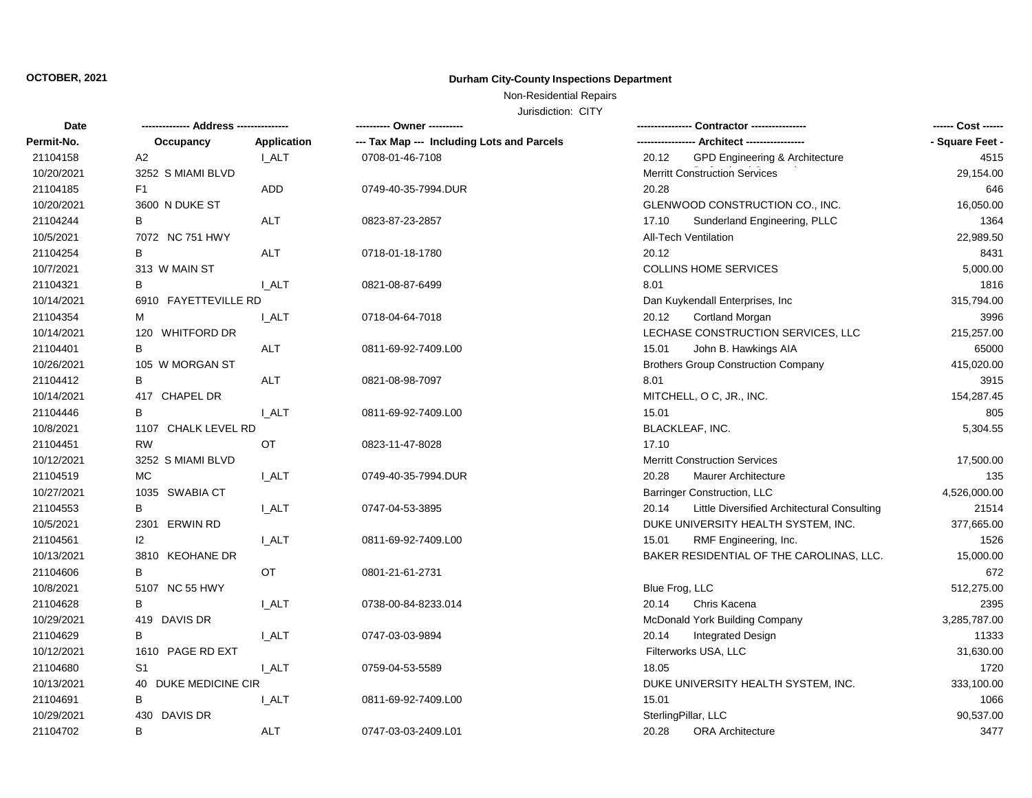**OCTOBER, 2021**

**Durham City-County Inspections Department**

Non-Residential Repairs

Jurisdiction: CITY

| Date / Permit-No. | Address / Occupancy | Application | Owner / Tax Map --- Including Lots and Parcels | Contractor / Architect | | Cost / Square Feet |
|---|---|---|---|---|---|---|
| 21104158 | A2 | I_ALT | 0708-01-46-7108 | 20.12 | GPD Engineering & Architecture | 4515 |
| 10/20/2021 | 3252 S MIAMI BLVD | | | Merritt Construction Services | | 29,154.00 |
| 21104185 | F1 | ADD | 0749-40-35-7994.DUR | 20.28 | | 646 |
| 10/20/2021 | 3600 N DUKE ST | | | GLENWOOD CONSTRUCTION CO., INC. | | 16,050.00 |
| 21104244 | B | ALT | 0823-87-23-2857 | 17.10 | Sunderland Engineering, PLLC | 1364 |
| 10/5/2021 | 7072 NC 751 HWY | | | All-Tech Ventilation | | 22,989.50 |
| 21104254 | B | ALT | 0718-01-18-1780 | 20.12 | | 8431 |
| 10/7/2021 | 313 W MAIN ST | | | COLLINS HOME SERVICES | | 5,000.00 |
| 21104321 | B | I_ALT | 0821-08-87-6499 | 8.01 | | 1816 |
| 10/14/2021 | 6910 FAYETTEVILLE RD | | | Dan Kuykendall Enterprises, Inc | | 315,794.00 |
| 21104354 | M | I_ALT | 0718-04-64-7018 | 20.12 | Cortland Morgan | 3996 |
| 10/14/2021 | 120 WHITFORD DR | | | LECHASE CONSTRUCTION SERVICES, LLC | | 215,257.00 |
| 21104401 | B | ALT | 0811-69-92-7409.L00 | 15.01 | John B. Hawkings AIA | 65000 |
| 10/26/2021 | 105 W MORGAN ST | | | Brothers Group Construction Company | | 415,020.00 |
| 21104412 | B | ALT | 0821-08-98-7097 | 8.01 | | 3915 |
| 10/14/2021 | 417 CHAPEL DR | | | MITCHELL, O C, JR., INC. | | 154,287.45 |
| 21104446 | B | I_ALT | 0811-69-92-7409.L00 | 15.01 | | 805 |
| 10/8/2021 | 1107 CHALK LEVEL RD | | | BLACKLEAF, INC. | | 5,304.55 |
| 21104451 | RW | OT | 0823-11-47-8028 | 17.10 | | |
| 10/12/2021 | 3252 S MIAMI BLVD | | | Merritt Construction Services | | 17,500.00 |
| 21104519 | MC | I_ALT | 0749-40-35-7994.DUR | 20.28 | Maurer Architecture | 135 |
| 10/27/2021 | 1035 SWABIA CT | | | Barringer Construction, LLC | | 4,526,000.00 |
| 21104553 | B | I_ALT | 0747-04-53-3895 | 20.14 | Little Diversified Architectural Consulting | 21514 |
| 10/5/2021 | 2301 ERWIN RD | | | DUKE UNIVERSITY HEALTH SYSTEM, INC. | | 377,665.00 |
| 21104561 | I2 | I_ALT | 0811-69-92-7409.L00 | 15.01 | RMF Engineering, Inc. | 1526 |
| 10/13/2021 | 3810 KEOHANE DR | | | BAKER RESIDENTIAL OF THE CAROLINAS, LLC. | | 15,000.00 |
| 21104606 | B | OT | 0801-21-61-2731 | | | 672 |
| 10/8/2021 | 5107 NC 55 HWY | | | Blue Frog, LLC | | 512,275.00 |
| 21104628 | B | I_ALT | 0738-00-84-8233.014 | 20.14 | Chris Kacena | 2395 |
| 10/29/2021 | 419 DAVIS DR | | | McDonald York Building Company | | 3,285,787.00 |
| 21104629 | B | I_ALT | 0747-03-03-9894 | 20.14 | Integrated Design | 11333 |
| 10/12/2021 | 1610 PAGE RD EXT | | | Filterworks USA, LLC | | 31,630.00 |
| 21104680 | S1 | I_ALT | 0759-04-53-5589 | 18.05 | | 1720 |
| 10/13/2021 | 40 DUKE MEDICINE CIR | | | DUKE UNIVERSITY HEALTH SYSTEM, INC. | | 333,100.00 |
| 21104691 | B | I_ALT | 0811-69-92-7409.L00 | 15.01 | | 1066 |
| 10/29/2021 | 430 DAVIS DR | | | SterlingPillar, LLC | | 90,537.00 |
| 21104702 | B | ALT | 0747-03-03-2409.L01 | 20.28 | ORA Architecture | 3477 |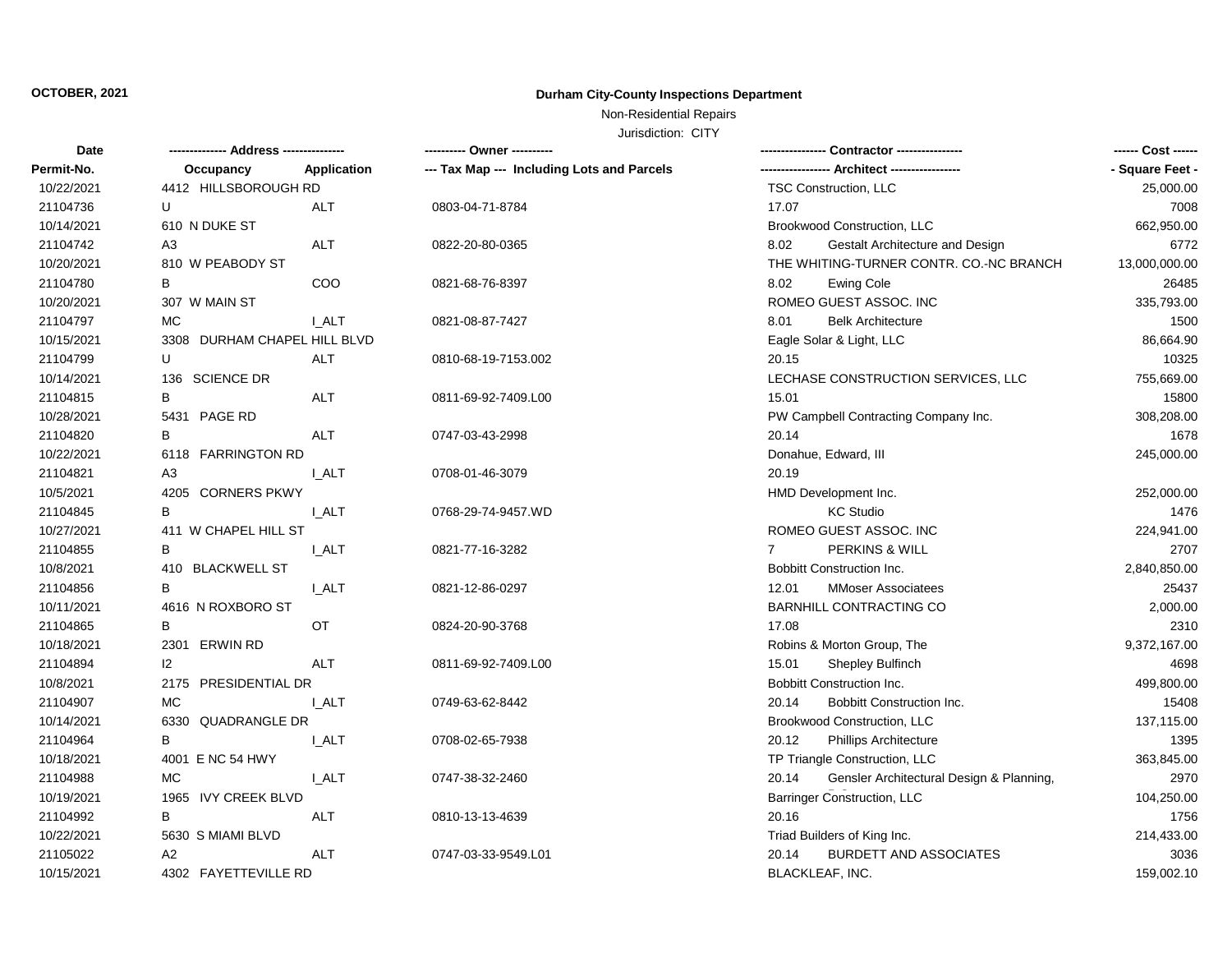**OCTOBER, 2021**

**Durham City-County Inspections Department**

Non-Residential Repairs

Jurisdiction: CITY

| Date / Permit-No. | Address / Occupancy | Application | Owner / Tax Map --- Including Lots and Parcels | Contractor / Architect | Cost / Square Feet |
|---|---|---|---|---|---|
| 10/22/2021 | 4412 HILLSBOROUGH RD | | | TSC Construction, LLC | 25,000.00 |
| 21104736 | U | ALT | 0803-04-71-8784 | 17.07 | 7008 |
| 10/14/2021 | 610 N DUKE ST | | | Brookwood Construction, LLC | 662,950.00 |
| 21104742 | A3 | ALT | 0822-20-80-0365 | 8.02 Gestalt Architecture and Design | 6772 |
| 10/20/2021 | 810 W PEABODY ST | | | THE WHITING-TURNER CONTR. CO.-NC BRANCH | 13,000,000.00 |
| 21104780 | B | COO | 0821-68-76-8397 | 8.02 Ewing Cole | 26485 |
| 10/20/2021 | 307 W MAIN ST | | | ROMEO GUEST ASSOC. INC | 335,793.00 |
| 21104797 | MC | I_ALT | 0821-08-87-7427 | 8.01 Belk Architecture | 1500 |
| 10/15/2021 | 3308 DURHAM CHAPEL HILL BLVD | | | Eagle Solar & Light, LLC | 86,664.90 |
| 21104799 | U | ALT | 0810-68-19-7153.002 | 20.15 | 10325 |
| 10/14/2021 | 136 SCIENCE DR | | | LECHASE CONSTRUCTION SERVICES, LLC | 755,669.00 |
| 21104815 | B | ALT | 0811-69-92-7409.L00 | 15.01 | 15800 |
| 10/28/2021 | 5431 PAGE RD | | | PW Campbell Contracting Company Inc. | 308,208.00 |
| 21104820 | B | ALT | 0747-03-43-2998 | 20.14 | 1678 |
| 10/22/2021 | 6118 FARRINGTON RD | | | Donahue, Edward, III | 245,000.00 |
| 21104821 | A3 | I_ALT | 0708-01-46-3079 | 20.19 | |
| 10/5/2021 | 4205 CORNERS PKWY | | | HMD Development Inc. | 252,000.00 |
| 21104845 | B | I_ALT | 0768-29-74-9457.WD | KC Studio | 1476 |
| 10/27/2021 | 411 W CHAPEL HILL ST | | | ROMEO GUEST ASSOC. INC | 224,941.00 |
| 21104855 | B | I_ALT | 0821-77-16-3282 | 7 PERKINS & WILL | 2707 |
| 10/8/2021 | 410 BLACKWELL ST | | | Bobbitt Construction Inc. | 2,840,850.00 |
| 21104856 | B | I_ALT | 0821-12-86-0297 | 12.01 MMoser Associatees | 25437 |
| 10/11/2021 | 4616 N ROXBORO ST | | | BARNHILL CONTRACTING CO | 2,000.00 |
| 21104865 | B | OT | 0824-20-90-3768 | 17.08 | 2310 |
| 10/18/2021 | 2301 ERWIN RD | | | Robins & Morton Group, The | 9,372,167.00 |
| 21104894 | I2 | ALT | 0811-69-92-7409.L00 | 15.01 Shepley Bulfinch | 4698 |
| 10/8/2021 | 2175 PRESIDENTIAL DR | | | Bobbitt Construction Inc. | 499,800.00 |
| 21104907 | MC | I_ALT | 0749-63-62-8442 | 20.14 Bobbitt Construction Inc. | 15408 |
| 10/14/2021 | 6330 QUADRANGLE DR | | | Brookwood Construction, LLC | 137,115.00 |
| 21104964 | B | I_ALT | 0708-02-65-7938 | 20.12 Phillips Architecture | 1395 |
| 10/18/2021 | 4001 E NC 54 HWY | | | TP Triangle Construction, LLC | 363,845.00 |
| 21104988 | MC | I_ALT | 0747-38-32-2460 | 20.14 Gensler Architectural Design & Planning, | 2970 |
| 10/19/2021 | 1965 IVY CREEK BLVD | | | Barringer Construction, LLC | 104,250.00 |
| 21104992 | B | ALT | 0810-13-13-4639 | 20.16 | 1756 |
| 10/22/2021 | 5630 S MIAMI BLVD | | | Triad Builders of King Inc. | 214,433.00 |
| 21105022 | A2 | ALT | 0747-03-33-9549.L01 | 20.14 BURDETT AND ASSOCIATES | 3036 |
| 10/15/2021 | 4302 FAYETTEVILLE RD | | | BLACKLEAF, INC. | 159,002.10 |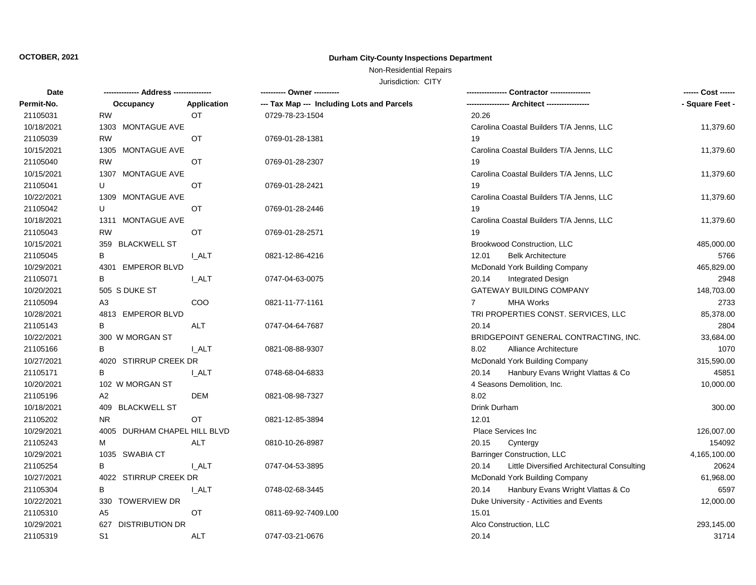**OCTOBER, 2021**

**Durham City-County Inspections Department**

Non-Residential Repairs

Jurisdiction: CITY

| Date / Permit-No. | Address / Occupancy | Application | Owner / Tax Map --- Including Lots and Parcels | Contractor / Architect | Cost / Square Feet |
|---|---|---|---|---|---|
| 21105031 | RW | OT | 0729-78-23-1504 | 20.26 | |
| 10/18/2021 | 1303 MONTAGUE AVE | | | Carolina Coastal Builders T/A Jenns, LLC | 11,379.60 |
| 21105039 | RW | OT | 0769-01-28-1381 | 19 | |
| 10/15/2021 | 1305 MONTAGUE AVE | | | Carolina Coastal Builders T/A Jenns, LLC | 11,379.60 |
| 21105040 | RW | OT | 0769-01-28-2307 | 19 | |
| 10/15/2021 | 1307 MONTAGUE AVE | | | Carolina Coastal Builders T/A Jenns, LLC | 11,379.60 |
| 21105041 | U | OT | 0769-01-28-2421 | 19 | |
| 10/22/2021 | 1309 MONTAGUE AVE | | | Carolina Coastal Builders T/A Jenns, LLC | 11,379.60 |
| 21105042 | U | OT | 0769-01-28-2446 | 19 | |
| 10/18/2021 | 1311 MONTAGUE AVE | | | Carolina Coastal Builders T/A Jenns, LLC | 11,379.60 |
| 21105043 | RW | OT | 0769-01-28-2571 | 19 | |
| 10/15/2021 | 359 BLACKWELL ST | | | Brookwood Construction, LLC | 485,000.00 |
| 21105045 | B | I_ALT | 0821-12-86-4216 | 12.01 Belk Architecture | 5766 |
| 10/29/2021 | 4301 EMPEROR BLVD | | | McDonald York Building Company | 465,829.00 |
| 21105071 | B | I_ALT | 0747-04-63-0075 | 20.14 Integrated Design | 2948 |
| 10/20/2021 | 505 S DUKE ST | | | GATEWAY BUILDING COMPANY | 148,703.00 |
| 21105094 | A3 | COO | 0821-11-77-1161 | 7 MHA Works | 2733 |
| 10/28/2021 | 4813 EMPEROR BLVD | | | TRI PROPERTIES CONST. SERVICES, LLC | 85,378.00 |
| 21105143 | B | ALT | 0747-04-64-7687 | 20.14 | 2804 |
| 10/22/2021 | 300 W MORGAN ST | | | BRIDGEPOINT GENERAL CONTRACTING, INC. | 33,684.00 |
| 21105166 | B | I_ALT | 0821-08-88-9307 | 8.02 Alliance Architecture | 1070 |
| 10/27/2021 | 4020 STIRRUP CREEK DR | | | McDonald York Building Company | 315,590.00 |
| 21105171 | B | I_ALT | 0748-68-04-6833 | 20.14 Hanbury Evans Wright Vlattas & Co | 45851 |
| 10/20/2021 | 102 W MORGAN ST | | | 4 Seasons Demolition, Inc. | 10,000.00 |
| 21105196 | A2 | DEM | 0821-08-98-7327 | 8.02 | |
| 10/18/2021 | 409 BLACKWELL ST | | | Drink Durham | 300.00 |
| 21105202 | NR | OT | 0821-12-85-3894 | 12.01 | |
| 10/29/2021 | 4005 DURHAM CHAPEL HILL BLVD | | | Place Services Inc | 126,007.00 |
| 21105243 | M | ALT | 0810-10-26-8987 | 20.15 Cyntergy | 154092 |
| 10/29/2021 | 1035 SWABIA CT | | | Barringer Construction, LLC | 4,165,100.00 |
| 21105254 | B | I_ALT | 0747-04-53-3895 | 20.14 Little Diversified Architectural Consulting | 20624 |
| 10/27/2021 | 4022 STIRRUP CREEK DR | | | McDonald York Building Company | 61,968.00 |
| 21105304 | B | I_ALT | 0748-02-68-3445 | 20.14 Hanbury Evans Wright Vlattas & Co | 6597 |
| 10/22/2021 | 330 TOWERVIEW DR | | | Duke University - Activities and Events | 12,000.00 |
| 21105310 | A5 | OT | 0811-69-92-7409.L00 | 15.01 | |
| 10/29/2021 | 627 DISTRIBUTION DR | | | Alco Construction, LLC | 293,145.00 |
| 21105319 | S1 | ALT | 0747-03-21-0676 | 20.14 | 31714 |